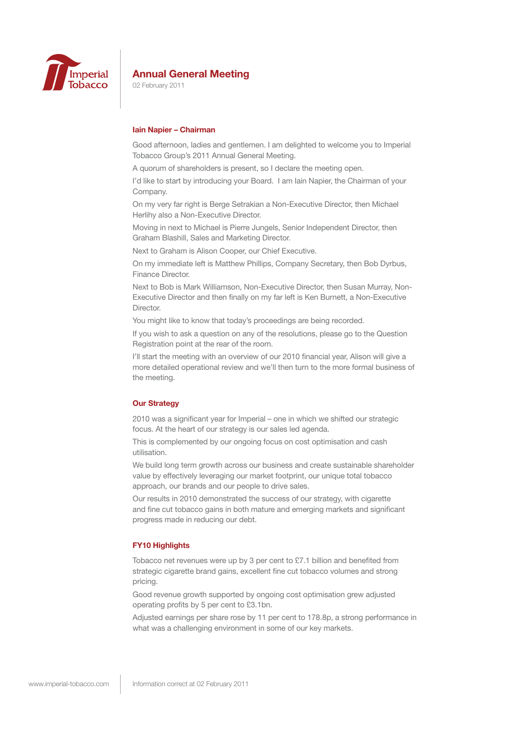# Annual General Meeting

02 February 2011

## Iain Napier – Chairman

Good afternoon, ladies and gentlemen. I am delighted to welcome you to Imperial Tobacco Group's 2011 Annual General Meeting.

A quorum of shareholders is present, so I declare the meeting open.

I'd like to start by introducing your Board. I am Iain Napier, the Chairman of your Company.

On my very far right is Berge Setrakian a Non-Executive Director, then Michael Herlihy also a Non-Executive Director.

Moving in next to Michael is Pierre Jungels, Senior Independent Director, then Graham Blashill, Sales and Marketing Director.

Next to Graham is Alison Cooper, our Chief Executive.

On my immediate left is Matthew Phillips, Company Secretary, then Bob Dyrbus, Finance Director.

Next to Bob is Mark Williamson, Non-Executive Director, then Susan Murray, Non-Executive Director and then finally on my far left is Ken Burnett, a Non-Executive Director.

You might like to know that today's proceedings are being recorded.

If you wish to ask a question on any of the resolutions, please go to the Question Registration point at the rear of the room.

I'll start the meeting with an overview of our 2010 financial year, Alison will give a more detailed operational review and we'll then turn to the more formal business of the meeting.

## Our Strategy

2010 was a significant year for Imperial – one in which we shifted our strategic focus. At the heart of our strategy is our sales led agenda.

This is complemented by our ongoing focus on cost optimisation and cash utilisation.

We build long term growth across our business and create sustainable shareholder value by effectively leveraging our market footprint, our unique total tobacco approach, our brands and our people to drive sales.

Our results in 2010 demonstrated the success of our strategy, with cigarette and fine cut tobacco gains in both mature and emerging markets and significant progress made in reducing our debt.

## FY10 Highlights

Tobacco net revenues were up by 3 per cent to £7.1 billion and benefited from strategic cigarette brand gains, excellent fine cut tobacco volumes and strong pricing.

Good revenue growth supported by ongoing cost optimisation grew adjusted operating profits by 5 per cent to £3.1bn.

Adjusted earnings per share rose by 11 per cent to 178.8p, a strong performance in what was a challenging environment in some of our key markets.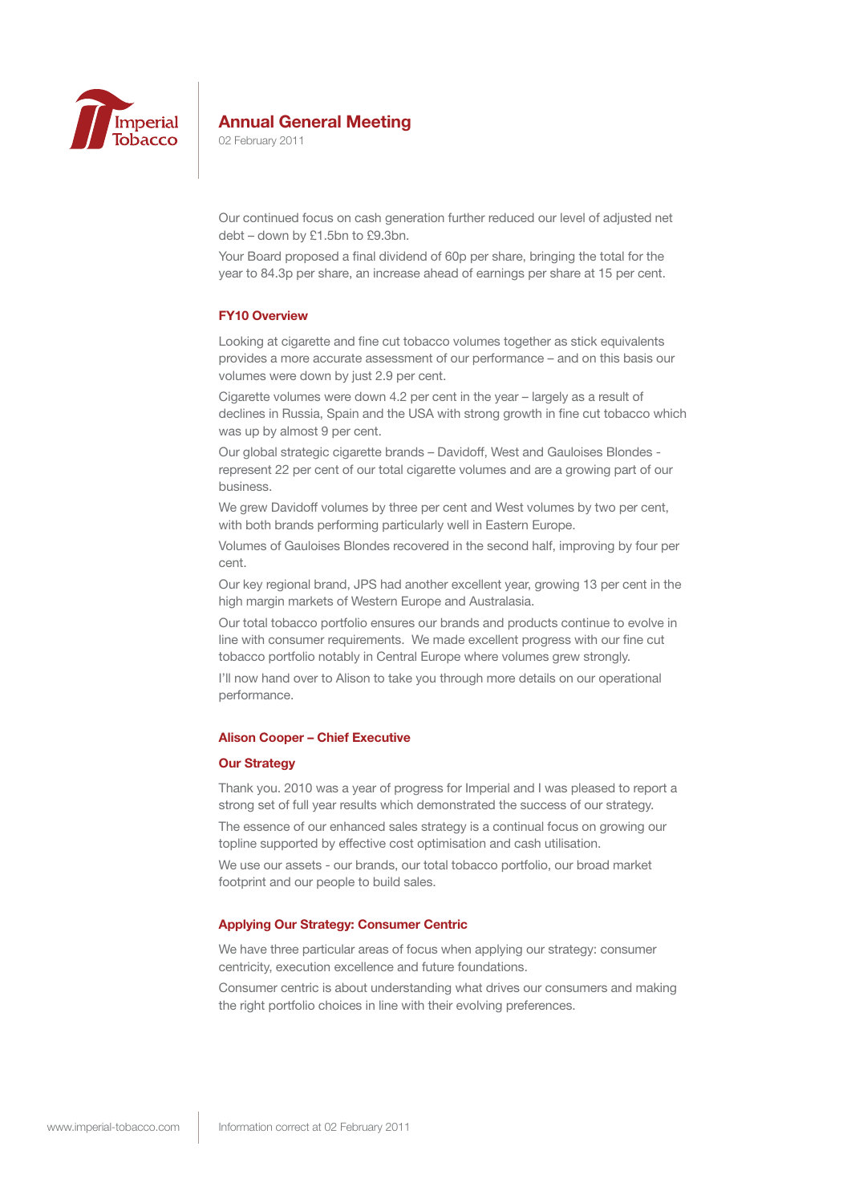Our continued focus on cash generation further reduced our level of adjusted net debt – down by £1.5bn to £9.3bn.

Your Board proposed a final dividend of 60p per share, bringing the total for the year to 84.3p per share, an increase ahead of earnings per share at 15 per cent.

## FY10 Overview

Looking at cigarette and fine cut tobacco volumes together as stick equivalents provides a more accurate assessment of our performance – and on this basis our volumes were down by just 2.9 per cent.

Cigarette volumes were down 4.2 per cent in the year – largely as a result of declines in Russia, Spain and the USA with strong growth in fine cut tobacco which was up by almost 9 per cent.

Our global strategic cigarette brands – Davidoff, West and Gauloises Blondes - represent 22 per cent of our total cigarette volumes and are a growing part of our business.

We grew Davidoff volumes by three per cent and West volumes by two per cent, with both brands performing particularly well in Eastern Europe.

Volumes of Gauloises Blondes recovered in the second half, improving by four per cent.

Our key regional brand, JPS had another excellent year, growing 13 per cent in the high margin markets of Western Europe and Australasia.

Our total tobacco portfolio ensures our brands and products continue to evolve in line with consumer requirements. We made excellent progress with our fine cut tobacco portfolio notably in Central Europe where volumes grew strongly.

I'll now hand over to Alison to take you through more details on our operational performance.

## Alison Cooper – Chief Executive

## Our Strategy

Thank you. 2010 was a year of progress for Imperial and I was pleased to report a strong set of full year results which demonstrated the success of our strategy.

The essence of our enhanced sales strategy is a continual focus on growing our topline supported by effective cost optimisation and cash utilisation.

We use our assets - our brands, our total tobacco portfolio, our broad market footprint and our people to build sales.

## Applying Our Strategy: Consumer Centric

We have three particular areas of focus when applying our strategy: consumer centricity, execution excellence and future foundations.

Consumer centric is about understanding what drives our consumers and making the right portfolio choices in line with their evolving preferences.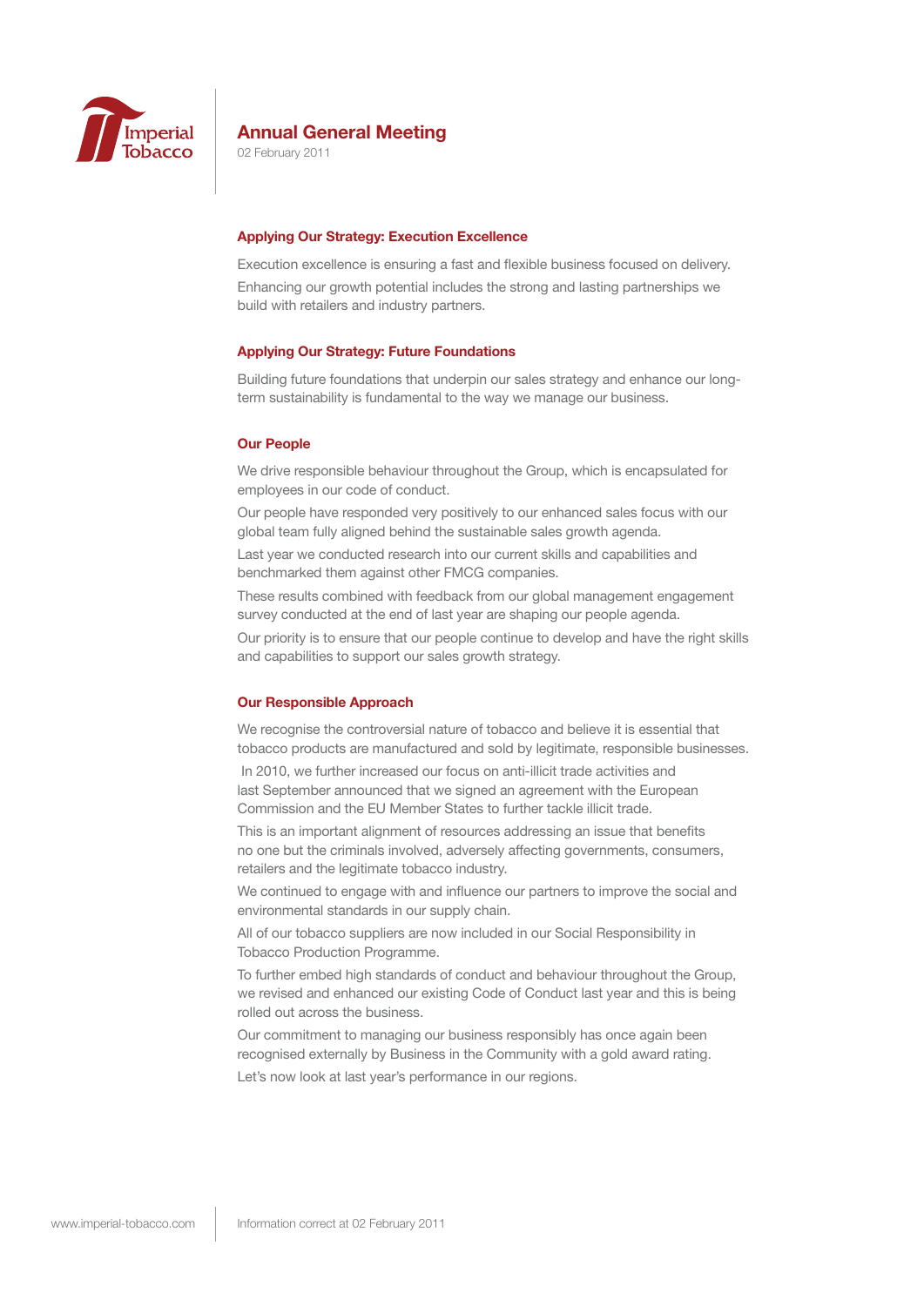# Annual General Meeting

02 February 2011

## Applying Our Strategy: Execution Excellence

Execution excellence is ensuring a fast and flexible business focused on delivery.

Enhancing our growth potential includes the strong and lasting partnerships we build with retailers and industry partners.

## Applying Our Strategy: Future Foundations

Building future foundations that underpin our sales strategy and enhance our long-term sustainability is fundamental to the way we manage our business.

## Our People

We drive responsible behaviour throughout the Group, which is encapsulated for employees in our code of conduct.

Our people have responded very positively to our enhanced sales focus with our global team fully aligned behind the sustainable sales growth agenda.

Last year we conducted research into our current skills and capabilities and benchmarked them against other FMCG companies.

These results combined with feedback from our global management engagement survey conducted at the end of last year are shaping our people agenda.

Our priority is to ensure that our people continue to develop and have the right skills and capabilities to support our sales growth strategy.

## Our Responsible Approach

We recognise the controversial nature of tobacco and believe it is essential that tobacco products are manufactured and sold by legitimate, responsible businesses.

In 2010, we further increased our focus on anti-illicit trade activities and last September announced that we signed an agreement with the European Commission and the EU Member States to further tackle illicit trade.

This is an important alignment of resources addressing an issue that benefits no one but the criminals involved, adversely affecting governments, consumers, retailers and the legitimate tobacco industry.

We continued to engage with and influence our partners to improve the social and environmental standards in our supply chain.

All of our tobacco suppliers are now included in our Social Responsibility in Tobacco Production Programme.

To further embed high standards of conduct and behaviour throughout the Group, we revised and enhanced our existing Code of Conduct last year and this is being rolled out across the business.

Our commitment to managing our business responsibly has once again been recognised externally by Business in the Community with a gold award rating.

Let's now look at last year's performance in our regions.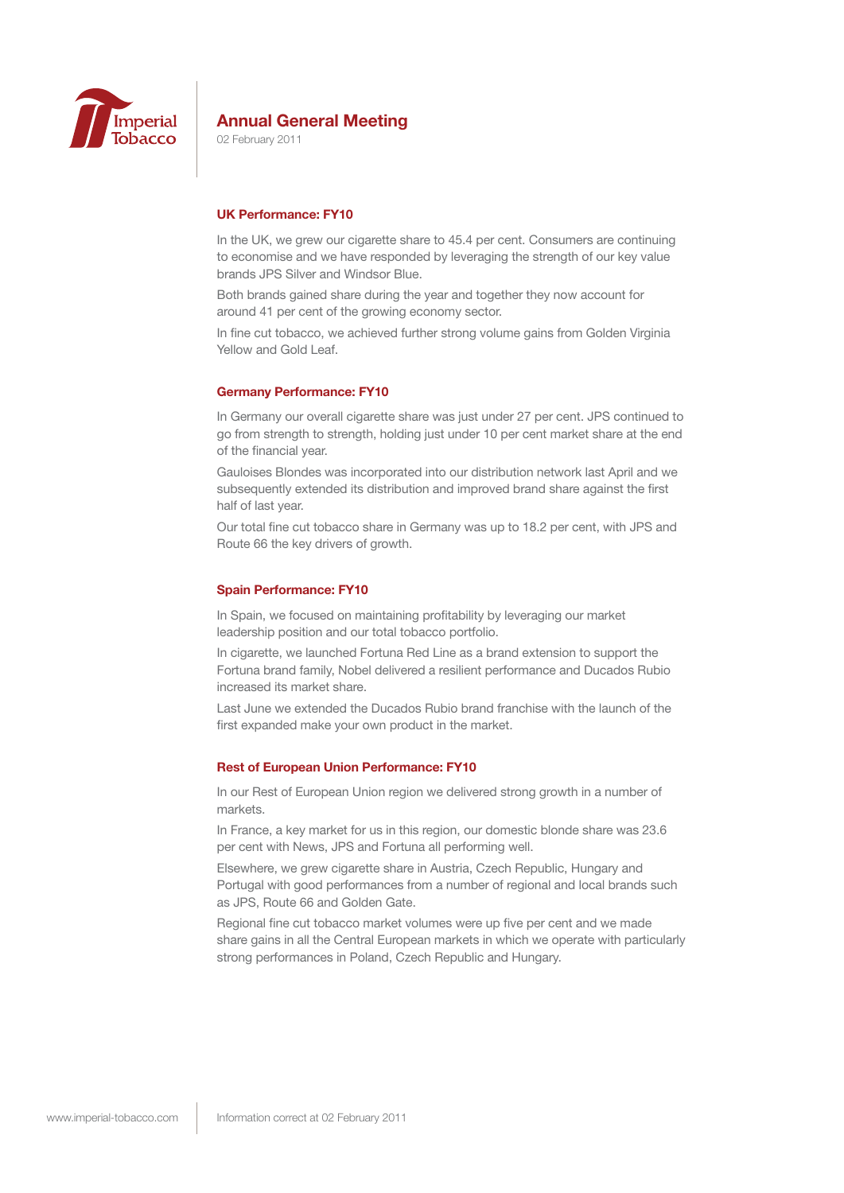# Annual General Meeting

02 February 2011

## UK Performance: FY10

In the UK, we grew our cigarette share to 45.4 per cent. Consumers are continuing to economise and we have responded by leveraging the strength of our key value brands JPS Silver and Windsor Blue.

Both brands gained share during the year and together they now account for around 41 per cent of the growing economy sector.

In fine cut tobacco, we achieved further strong volume gains from Golden Virginia Yellow and Gold Leaf.

## Germany Performance: FY10

In Germany our overall cigarette share was just under 27 per cent. JPS continued to go from strength to strength, holding just under 10 per cent market share at the end of the financial year.

Gauloises Blondes was incorporated into our distribution network last April and we subsequently extended its distribution and improved brand share against the first half of last year.

Our total fine cut tobacco share in Germany was up to 18.2 per cent, with JPS and Route 66 the key drivers of growth.

## Spain Performance: FY10

In Spain, we focused on maintaining profitability by leveraging our market leadership position and our total tobacco portfolio.

In cigarette, we launched Fortuna Red Line as a brand extension to support the Fortuna brand family, Nobel delivered a resilient performance and Ducados Rubio increased its market share.

Last June we extended the Ducados Rubio brand franchise with the launch of the first expanded make your own product in the market.

## Rest of European Union Performance: FY10

In our Rest of European Union region we delivered strong growth in a number of markets.

In France, a key market for us in this region, our domestic blonde share was 23.6 per cent with News, JPS and Fortuna all performing well.

Elsewhere, we grew cigarette share in Austria, Czech Republic, Hungary and Portugal with good performances from a number of regional and local brands such as JPS, Route 66 and Golden Gate.

Regional fine cut tobacco market volumes were up five per cent and we made share gains in all the Central European markets in which we operate with particularly strong performances in Poland, Czech Republic and Hungary.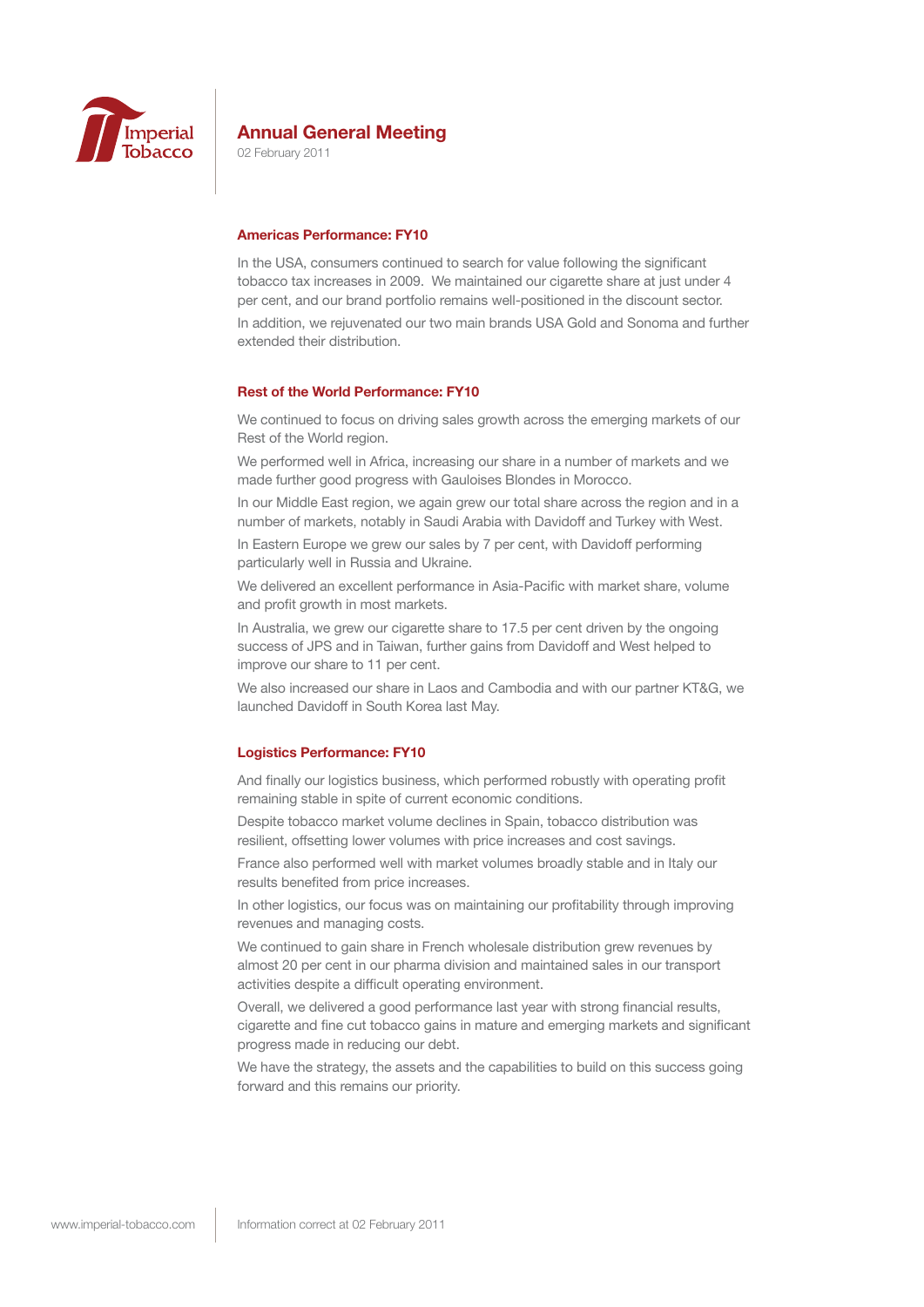## Annual General Meeting

02 February 2011

### Americas Performance: FY10

In the USA, consumers continued to search for value following the significant tobacco tax increases in 2009. We maintained our cigarette share at just under 4 per cent, and our brand portfolio remains well-positioned in the discount sector.

In addition, we rejuvenated our two main brands USA Gold and Sonoma and further extended their distribution.

### Rest of the World Performance: FY10

We continued to focus on driving sales growth across the emerging markets of our Rest of the World region.

We performed well in Africa, increasing our share in a number of markets and we made further good progress with Gauloises Blondes in Morocco.

In our Middle East region, we again grew our total share across the region and in a number of markets, notably in Saudi Arabia with Davidoff and Turkey with West.

In Eastern Europe we grew our sales by 7 per cent, with Davidoff performing particularly well in Russia and Ukraine.

We delivered an excellent performance in Asia-Pacific with market share, volume and profit growth in most markets.

In Australia, we grew our cigarette share to 17.5 per cent driven by the ongoing success of JPS and in Taiwan, further gains from Davidoff and West helped to improve our share to 11 per cent.

We also increased our share in Laos and Cambodia and with our partner KT&G, we launched Davidoff in South Korea last May.

### Logistics Performance: FY10

And finally our logistics business, which performed robustly with operating profit remaining stable in spite of current economic conditions.

Despite tobacco market volume declines in Spain, tobacco distribution was resilient, offsetting lower volumes with price increases and cost savings.

France also performed well with market volumes broadly stable and in Italy our results benefited from price increases.

In other logistics, our focus was on maintaining our profitability through improving revenues and managing costs.

We continued to gain share in French wholesale distribution grew revenues by almost 20 per cent in our pharma division and maintained sales in our transport activities despite a difficult operating environment.

Overall, we delivered a good performance last year with strong financial results, cigarette and fine cut tobacco gains in mature and emerging markets and significant progress made in reducing our debt.

We have the strategy, the assets and the capabilities to build on this success going forward and this remains our priority.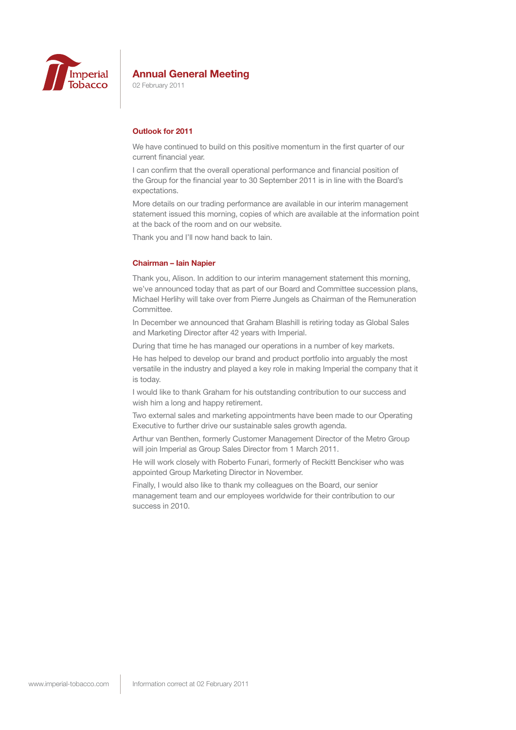# Annual General Meeting

02 February 2011

## Outlook for 2011

We have continued to build on this positive momentum in the first quarter of our current financial year.

I can confirm that the overall operational performance and financial position of the Group for the financial year to 30 September 2011 is in line with the Board's expectations.

More details on our trading performance are available in our interim management statement issued this morning, copies of which are available at the information point at the back of the room and on our website.

Thank you and I'll now hand back to Iain.

## Chairman – Iain Napier

Thank you, Alison. In addition to our interim management statement this morning, we've announced today that as part of our Board and Committee succession plans, Michael Herlihy will take over from Pierre Jungels as Chairman of the Remuneration Committee.

In December we announced that Graham Blashill is retiring today as Global Sales and Marketing Director after 42 years with Imperial.

During that time he has managed our operations in a number of key markets.

He has helped to develop our brand and product portfolio into arguably the most versatile in the industry and played a key role in making Imperial the company that it is today.

I would like to thank Graham for his outstanding contribution to our success and wish him a long and happy retirement.

Two external sales and marketing appointments have been made to our Operating Executive to further drive our sustainable sales growth agenda.

Arthur van Benthen, formerly Customer Management Director of the Metro Group will join Imperial as Group Sales Director from 1 March 2011.

He will work closely with Roberto Funari, formerly of Reckitt Benckiser who was appointed Group Marketing Director in November.

Finally, I would also like to thank my colleagues on the Board, our senior management team and our employees worldwide for their contribution to our success in 2010.